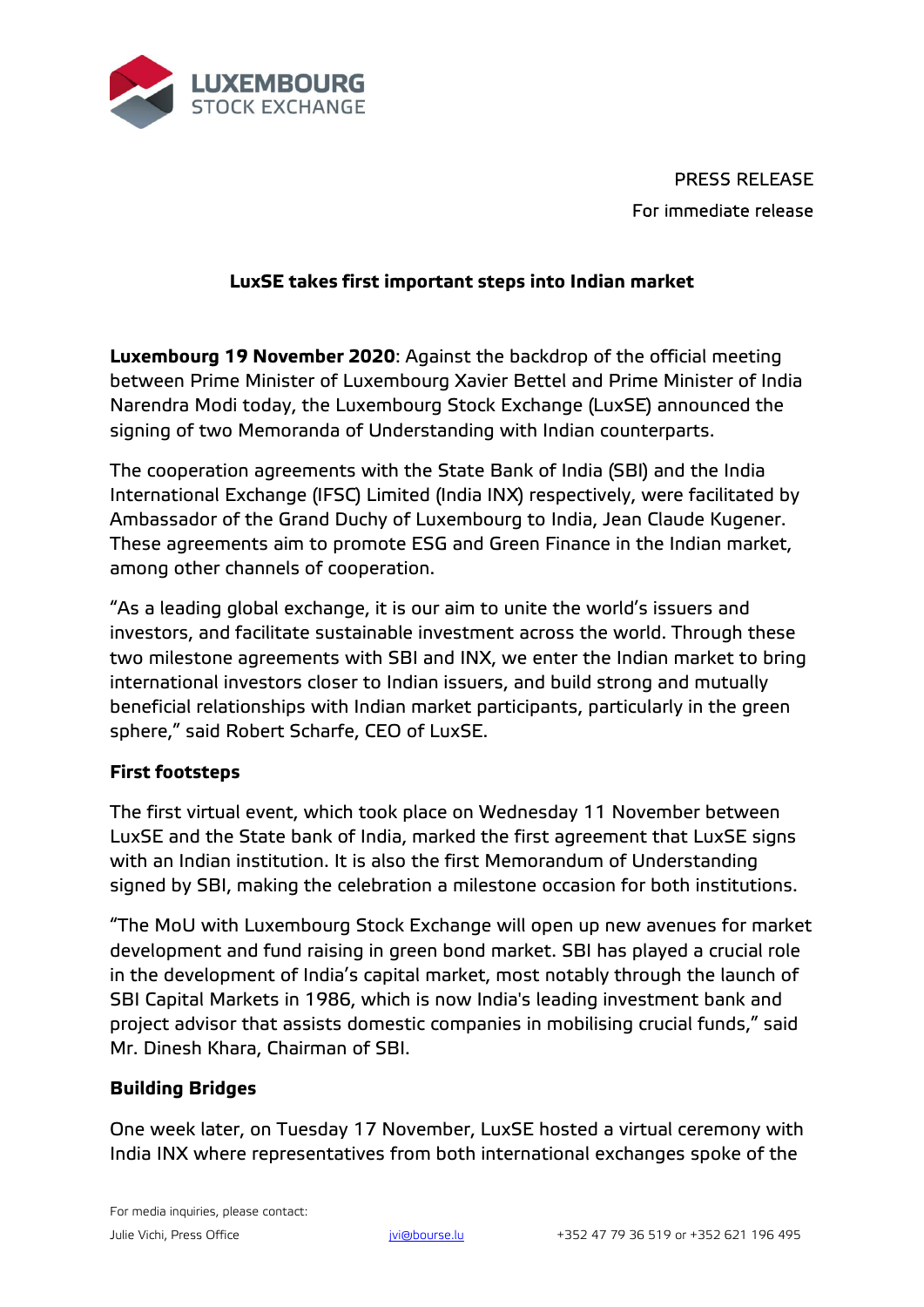PRESS RELEASE

For immediate release

## LuxSE takes first important steps into Indian market

**Luxembourg 19 November 2020**: Against the backdrop of the official meeting between Prime Minister of Luxembourg Xavier Bettel and Prime Minister of India Narendra Modi today, the Luxembourg Stock Exchange (LuxSE) announced the signing of two Memoranda of Understanding with Indian counterparts.

The cooperation agreements with the State Bank of India (SBI) and the India International Exchange (IFSC) Limited (India INX) respectively, were facilitated by Ambassador of the Grand Duchy of Luxembourg to India, Jean Claude Kugener. These agreements aim to promote ESG and Green Finance in the Indian market, among other channels of cooperation.

"As a leading global exchange, it is our aim to unite the world's issuers and investors, and facilitate sustainable investment across the world. Through these two milestone agreements with SBI and INX, we enter the Indian market to bring international investors closer to Indian issuers, and build strong and mutually beneficial relationships with Indian market participants, particularly in the green sphere," said Robert Scharfe, CEO of LuxSE.

### First footsteps

The first virtual event, which took place on Wednesday 11 November between LuxSE and the State bank of India, marked the first agreement that LuxSE signs with an Indian institution. It is also the first Memorandum of Understanding signed by SBI, making the celebration a milestone occasion for both institutions.

"The MoU with Luxembourg Stock Exchange will open up new avenues for market development and fund raising in green bond market. SBI has played a crucial role in the development of India's capital market, most notably through the launch of SBI Capital Markets in 1986, which is now India's leading investment bank and project advisor that assists domestic companies in mobilising crucial funds," said Mr. Dinesh Khara, Chairman of SBI.

### Building Bridges

One week later, on Tuesday 17 November, LuxSE hosted a virtual ceremony with India INX where representatives from both international exchanges spoke of the

For media inquiries, please contact:

Julie Vichi, Press Office jvi@bourse.lu +352 47 79 36 519 or +352 621 196 495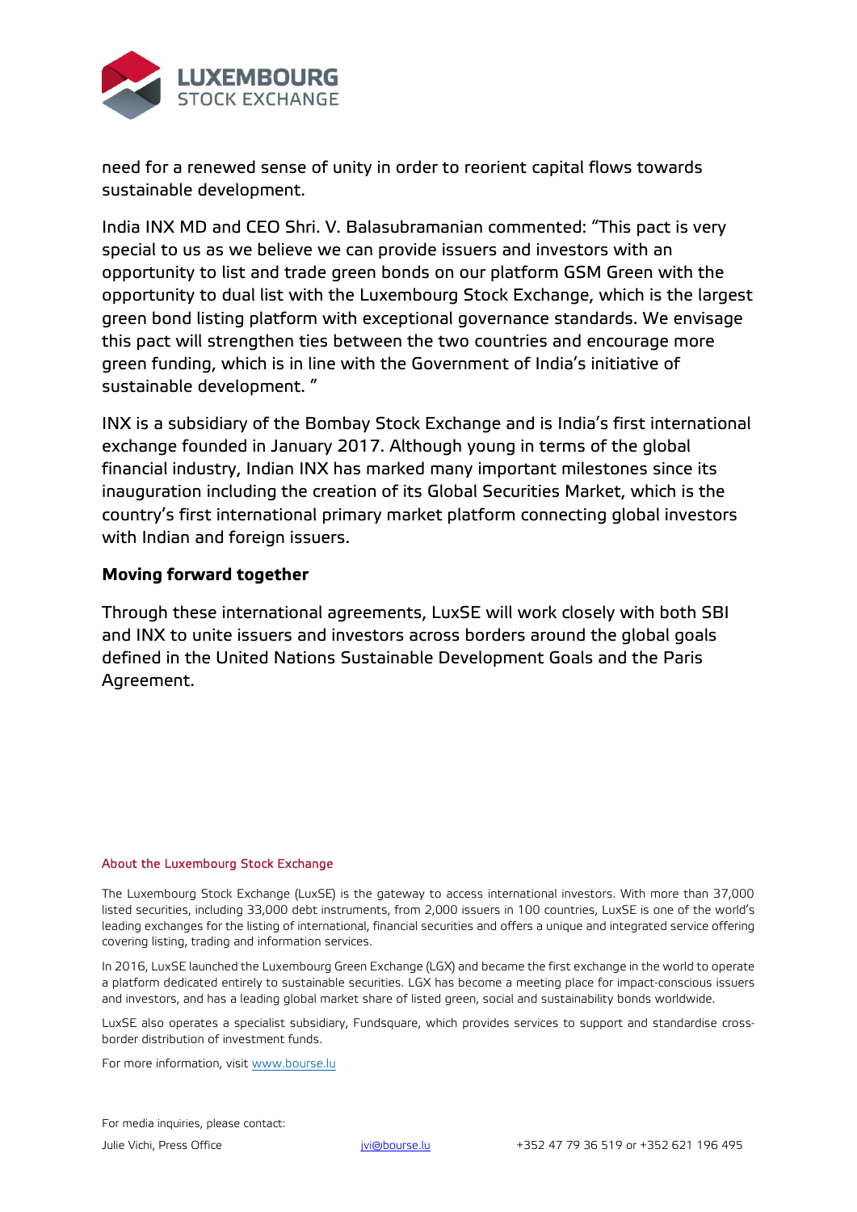need for a renewed sense of unity in order to reorient capital flows towards sustainable development.

India INX MD and CEO Shri. V. Balasubramanian commented: "This pact is very special to us as we believe we can provide issuers and investors with an opportunity to list and trade green bonds on our platform GSM Green with the opportunity to dual list with the Luxembourg Stock Exchange, which is the largest green bond listing platform with exceptional governance standards. We envisage this pact will strengthen ties between the two countries and encourage more green funding, which is in line with the Government of India's initiative of sustainable development. "

INX is a subsidiary of the Bombay Stock Exchange and is India's first international exchange founded in January 2017. Although young in terms of the global financial industry, Indian INX has marked many important milestones since its inauguration including the creation of its Global Securities Market, which is the country's first international primary market platform connecting global investors with Indian and foreign issuers.

**Moving forward together**

Through these international agreements, LuxSE will work closely with both SBI and INX to unite issuers and investors across borders around the global goals defined in the United Nations Sustainable Development Goals and the Paris Agreement.

#### About the Luxembourg Stock Exchange

The Luxembourg Stock Exchange (LuxSE) is the gateway to access international investors. With more than 37,000 listed securities, including 33,000 debt instruments, from 2,000 issuers in 100 countries, LuxSE is one of the world's leading exchanges for the listing of international, financial securities and offers a unique and integrated service offering covering listing, trading and information services.

In 2016, LuxSE launched the Luxembourg Green Exchange (LGX) and became the first exchange in the world to operate a platform dedicated entirely to sustainable securities. LGX has become a meeting place for impact-conscious issuers and investors, and has a leading global market share of listed green, social and sustainability bonds worldwide.

LuxSE also operates a specialist subsidiary, Fundsquare, which provides services to support and standardise cross-border distribution of investment funds.

For more information, visit www.bourse.lu

For media inquiries, please contact:

Julie Vichi, Press Office jvi@bourse.lu +352 47 79 36 519 or +352 621 196 495